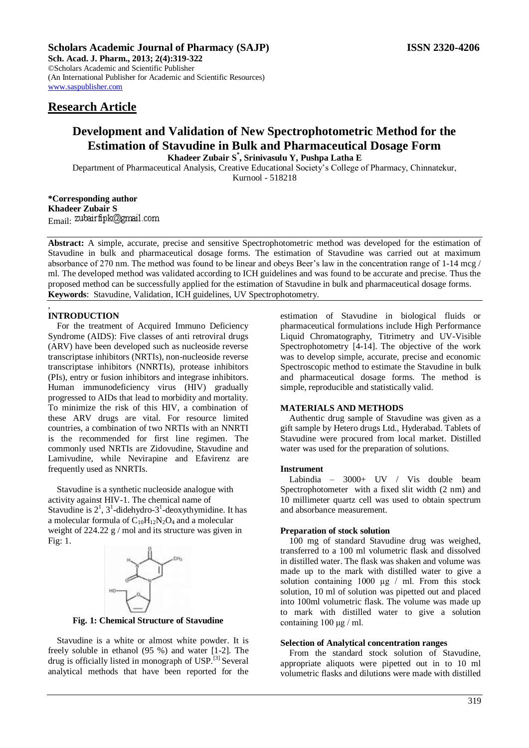**Scholars Academic Journal of Pharmacy (SAJP)** **ISSN 2320-4206**

**Sch. Acad. J. Pharm., 2013; 2(4):319-322**
©Scholars Academic and Scientific Publisher
(An International Publisher for Academic and Scientific Resources)
www.saspublisher.com

## Research Article

# Development and Validation of New Spectrophotometric Method for the Estimation of Stavudine in Bulk and Pharmaceutical Dosage Form

**Khadeer Zubair S*, Srinivasulu Y, Pushpa Latha E**

Department of Pharmaceutical Analysis, Creative Educational Society's College of Pharmacy, Chinnatekur, Kurnool - 518218

**\*Corresponding author**
**Khadeer Zubair S**
Email: zubairfipk@gmail.com

**Abstract:** A simple, accurate, precise and sensitive Spectrophotometric method was developed for the estimation of Stavudine in bulk and pharmaceutical dosage forms. The estimation of Stavudine was carried out at maximum absorbance of 270 nm. The method was found to be linear and obeys Beer's law in the concentration range of 1-14 mcg / ml. The developed method was validated according to ICH guidelines and was found to be accurate and precise. Thus the proposed method can be successfully applied for the estimation of Stavudine in bulk and pharmaceutical dosage forms.
**Keywords**: Stavudine, Validation, ICH guidelines, UV Spectrophotometry.

## INTRODUCTION

For the treatment of Acquired Immuno Deficiency Syndrome (AIDS): Five classes of anti retroviral drugs (ARV) have been developed such as nucleoside reverse transcriptase inhibitors (NRTIs), non-nucleoside reverse transcriptase inhibitors (NNRTIs), protease inhibitors (PIs), entry or fusion inhibitors and integrase inhibitors. Human immunodeficiency virus (HIV) gradually progressed to AIDs that lead to morbidity and mortality. To minimize the risk of this HIV, a combination of these ARV drugs are vital. For resource limited countries, a combination of two NRTIs with an NNRTI is the recommended for first line regimen. The commonly used NRTIs are Zidovudine, Stavudine and Lamivudine, while Nevirapine and Efavirenz are frequently used as NNRTIs.

Stavudine is a synthetic nucleoside analogue with activity against HIV-1. The chemical name of Stavudine is $2^1$, $3^1$-didehydro-$3^1$-deoxythymidine. It has a molecular formula of $C_{10}H_{12}N_2O_4$ and a molecular weight of 224.22 g / mol and its structure was given in Fig: 1.

**Fig. 1: Chemical Structure of Stavudine**

Stavudine is a white or almost white powder. It is freely soluble in ethanol (95 %) and water [1-2]. The drug is officially listed in monograph of USP.[3] Several analytical methods that have been reported for the estimation of Stavudine in biological fluids or pharmaceutical formulations include High Performance Liquid Chromatography, Titrimetry and UV-Visible Spectrophotometry [4-14]. The objective of the work was to develop simple, accurate, precise and economic Spectroscopic method to estimate the Stavudine in bulk and pharmaceutical dosage forms. The method is simple, reproducible and statistically valid.

## MATERIALS AND METHODS

Authentic drug sample of Stavudine was given as a gift sample by Hetero drugs Ltd., Hyderabad. Tablets of Stavudine were procured from local market. Distilled water was used for the preparation of solutions.

### Instrument

Labindia – 3000+ UV / Vis double beam Spectrophotometer with a fixed slit width (2 nm) and 10 millimeter quartz cell was used to obtain spectrum and absorbance measurement.

### Preparation of stock solution

100 mg of standard Stavudine drug was weighed, transferred to a 100 ml volumetric flask and dissolved in distilled water. The flask was shaken and volume was made up to the mark with distilled water to give a solution containing 1000 µg / ml. From this stock solution, 10 ml of solution was pipetted out and placed into 100ml volumetric flask. The volume was made up to mark with distilled water to give a solution containing 100 µg / ml.

### Selection of Analytical concentration ranges

From the standard stock solution of Stavudine, appropriate aliquots were pipetted out in to 10 ml volumetric flasks and dilutions were made with distilled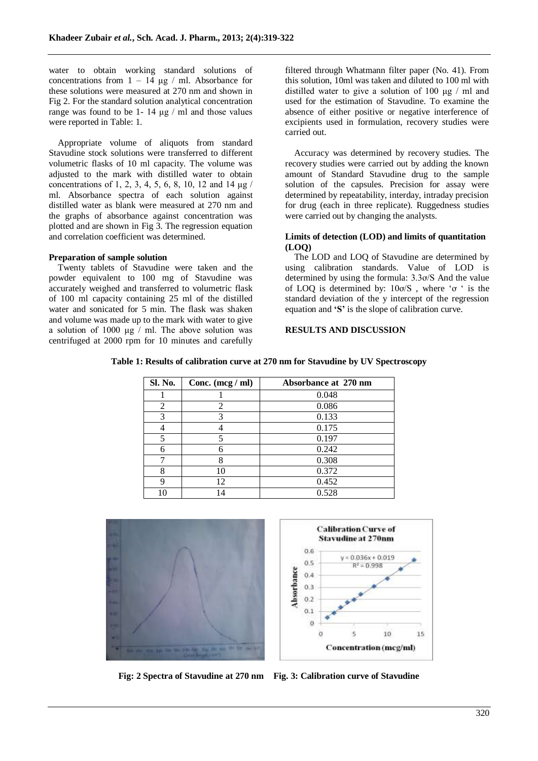water to obtain working standard solutions of concentrations from 1 – 14 μg / ml. Absorbance for these solutions were measured at 270 nm and shown in Fig 2. For the standard solution analytical concentration range was found to be 1- 14 μg / ml and those values were reported in Table: 1.

Appropriate volume of aliquots from standard Stavudine stock solutions were transferred to different volumetric flasks of 10 ml capacity. The volume was adjusted to the mark with distilled water to obtain concentrations of 1, 2, 3, 4, 5, 6, 8, 10, 12 and 14 μg / ml. Absorbance spectra of each solution against distilled water as blank were measured at 270 nm and the graphs of absorbance against concentration was plotted and are shown in Fig 3. The regression equation and correlation coefficient was determined.

**Preparation of sample solution**

Twenty tablets of Stavudine were taken and the powder equivalent to 100 mg of Stavudine was accurately weighed and transferred to volumetric flask of 100 ml capacity containing 25 ml of the distilled water and sonicated for 5 min. The flask was shaken and volume was made up to the mark with water to give a solution of 1000 μg / ml. The above solution was centrifuged at 2000 rpm for 10 minutes and carefully filtered through Whatmann filter paper (No. 41). From this solution, 10ml was taken and diluted to 100 ml with distilled water to give a solution of 100 μg / ml and used for the estimation of Stavudine. To examine the absence of either positive or negative interference of excipients used in formulation, recovery studies were carried out.

Accuracy was determined by recovery studies. The recovery studies were carried out by adding the known amount of Standard Stavudine drug to the sample solution of the capsules. Precision for assay were determined by repeatability, interday, intraday precision for drug (each in three replicate). Ruggedness studies were carried out by changing the analysts.

**Limits of detection (LOD) and limits of quantitation (LOQ)**

The LOD and LOQ of Stavudine are determined by using calibration standards. Value of LOD is determined by using the formula: $3.3\sigma/S$ And the value of LOQ is determined by: $10\sigma/S$ , where '$\sigma$ ' is the standard deviation of the y intercept of the regression equation and **'S'** is the slope of calibration curve.

**RESULTS AND DISCUSSION**

**Table 1: Results of calibration curve at 270 nm for Stavudine by UV Spectroscopy**

| Sl. No. | Conc. (mcg / ml) | Absorbance at 270 nm |
|---|---|---|
| 1 | 1 | 0.048 |
| 2 | 2 | 0.086 |
| 3 | 3 | 0.133 |
| 4 | 4 | 0.175 |
| 5 | 5 | 0.197 |
| 6 | 6 | 0.242 |
| 7 | 8 | 0.308 |
| 8 | 10 | 0.372 |
| 9 | 12 | 0.452 |
| 10 | 14 | 0.528 |

**Fig: 2 Spectra of Stavudine at 270 nm** **Fig. 3: Calibration curve of Stavudine**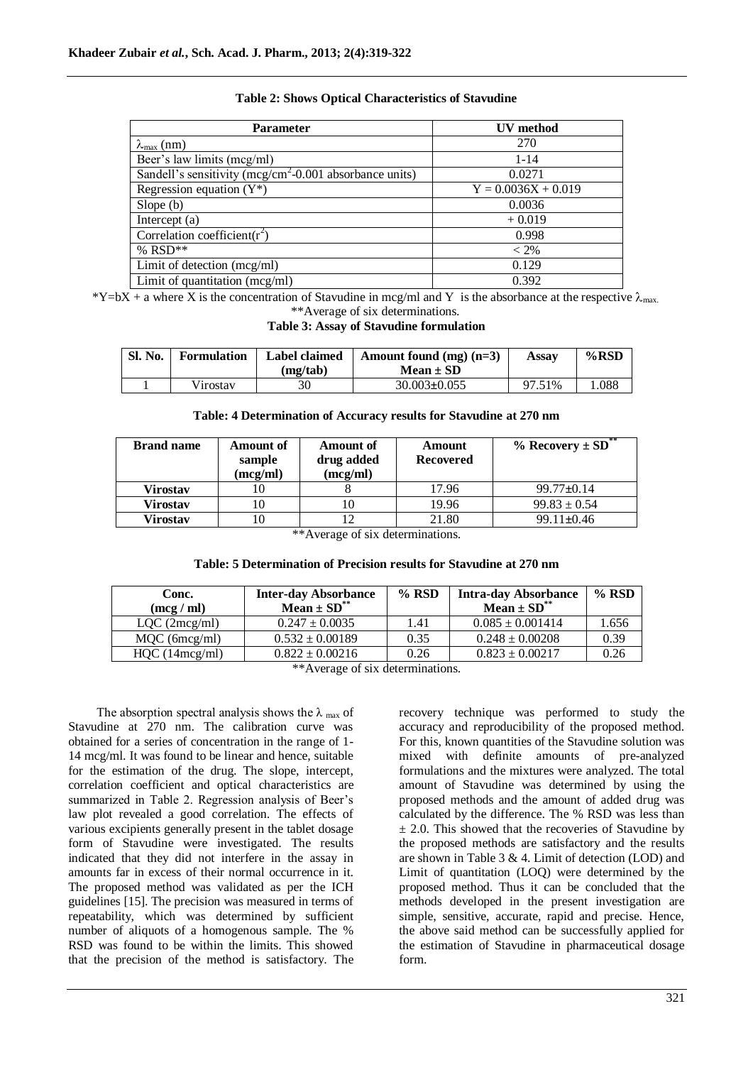**Table 2: Shows Optical Characteristics of Stavudine**

| Parameter | UV method |
|---|---|
| $\lambda_{max}$ (nm) | 270 |
| Beer's law limits (mcg/ml) | 1-14 |
| Sandell's sensitivity (mcg/cm$^2$-0.001 absorbance units) | 0.0271 |
| Regression equation (Y*) | Y = 0.0036X + 0.019 |
| Slope (b) | 0.0036 |
| Intercept (a) | + 0.019 |
| Correlation coefficient($r^2$) | 0.998 |
| % RSD** | < 2% |
| Limit of detection (mcg/ml) | 0.129 |
| Limit of quantitation (mcg/ml) | 0.392 |

*Y=bX + a where X is the concentration of Stavudine in mcg/ml and Y is the absorbance at the respective $\lambda_{max.}$

**Average of six determinations.

**Table 3: Assay of Stavudine formulation**

| Sl. No. | Formulation | Label claimed (mg/tab) | Amount found (mg) (n=3) Mean ± SD | Assay | %RSD |
|---|---|---|---|---|---|
| 1 | Virostav | 30 | 30.003±0.055 | 97.51% | 1.088 |

**Table: 4 Determination of Accuracy results for Stavudine at 270 nm**

| Brand name | Amount of sample (mcg/ml) | Amount of drug added (mcg/ml) | Amount Recovered | % Recovery ± SD** |
|---|---|---|---|---|
| **Virostav** | 10 | 8 | 17.96 | 99.77±0.14 |
| **Virostav** | 10 | 10 | 19.96 | 99.83 ± 0.54 |
| **Virostav** | 10 | 12 | 21.80 | 99.11±0.46 |

**Average of six determinations.

**Table: 5 Determination of Precision results for Stavudine at 270 nm**

| Conc. (mcg / ml) | Inter-day Absorbance Mean ± SD** | % RSD | Intra-day Absorbance Mean ± SD** | % RSD |
|---|---|---|---|---|
| LQC (2mcg/ml) | 0.247 ± 0.0035 | 1.41 | 0.085 ± 0.001414 | 1.656 |
| MQC (6mcg/ml) | 0.532 ± 0.00189 | 0.35 | 0.248 ± 0.00208 | 0.39 |
| HQC (14mcg/ml) | 0.822 ± 0.00216 | 0.26 | 0.823 ± 0.00217 | 0.26 |

**Average of six determinations.

The absorption spectral analysis shows the $\lambda_{max}$ of Stavudine at 270 nm. The calibration curve was obtained for a series of concentration in the range of 1-14 mcg/ml. It was found to be linear and hence, suitable for the estimation of the drug. The slope, intercept, correlation coefficient and optical characteristics are summarized in Table 2. Regression analysis of Beer's law plot revealed a good correlation. The effects of various excipients generally present in the tablet dosage form of Stavudine were investigated. The results indicated that they did not interfere in the assay in amounts far in excess of their normal occurrence in it. The proposed method was validated as per the ICH guidelines [15]. The precision was measured in terms of repeatability, which was determined by sufficient number of aliquots of a homogenous sample. The % RSD was found to be within the limits. This showed that the precision of the method is satisfactory. The recovery technique was performed to study the accuracy and reproducibility of the proposed method. For this, known quantities of the Stavudine solution was mixed with definite amounts of pre-analyzed formulations and the mixtures were analyzed. The total amount of Stavudine was determined by using the proposed methods and the amount of added drug was calculated by the difference. The % RSD was less than ± 2.0. This showed that the recoveries of Stavudine by the proposed methods are satisfactory and the results are shown in Table 3 & 4. Limit of detection (LOD) and Limit of quantitation (LOQ) were determined by the proposed method. Thus it can be concluded that the methods developed in the present investigation are simple, sensitive, accurate, rapid and precise. Hence, the above said method can be successfully applied for the estimation of Stavudine in pharmaceutical dosage form.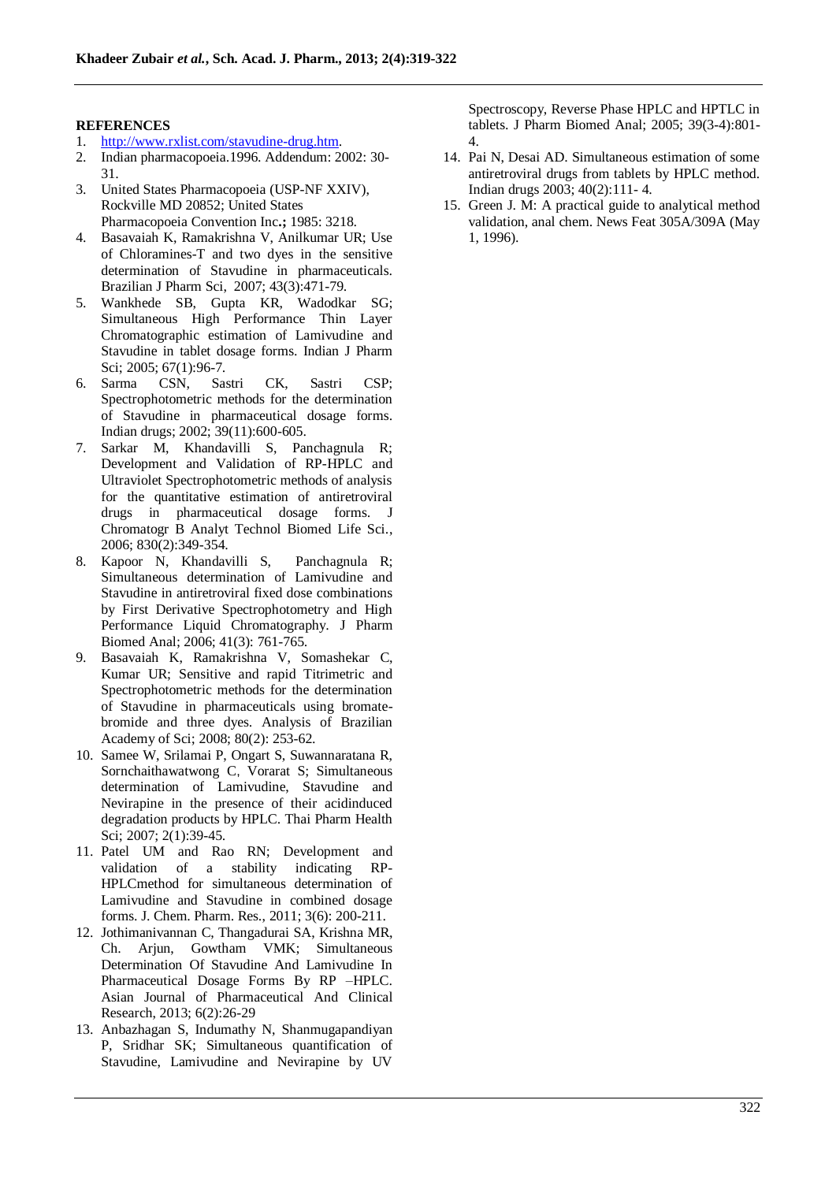**REFERENCES**

1. http://www.rxlist.com/stavudine-drug.htm.
2. Indian pharmacopoeia.1996. Addendum: 2002: 30-31.
3. United States Pharmacopoeia (USP-NF XXIV), Rockville MD 20852; United States Pharmacopoeia Convention Inc.**;** 1985: 3218.
4. Basavaiah K, Ramakrishna V, Anilkumar UR; Use of Chloramines-T and two dyes in the sensitive determination of Stavudine in pharmaceuticals. Brazilian J Pharm Sci, 2007; 43(3):471-79.
5. Wankhede SB, Gupta KR, Wadodkar SG; Simultaneous High Performance Thin Layer Chromatographic estimation of Lamivudine and Stavudine in tablet dosage forms. Indian J Pharm Sci; 2005; 67(1):96-7.
6. Sarma CSN, Sastri CK, Sastri CSP; Spectrophotometric methods for the determination of Stavudine in pharmaceutical dosage forms. Indian drugs; 2002; 39(11):600-605.
7. Sarkar M, Khandavilli S, Panchagnula R; Development and Validation of RP-HPLC and Ultraviolet Spectrophotometric methods of analysis for the quantitative estimation of antiretroviral drugs in pharmaceutical dosage forms. J Chromatogr B Analyt Technol Biomed Life Sci., 2006; 830(2):349-354.
8. Kapoor N, Khandavilli S, Panchagnula R; Simultaneous determination of Lamivudine and Stavudine in antiretroviral fixed dose combinations by First Derivative Spectrophotometry and High Performance Liquid Chromatography. J Pharm Biomed Anal; 2006; 41(3): 761-765.
9. Basavaiah K, Ramakrishna V, Somashekar C, Kumar UR; Sensitive and rapid Titrimetric and Spectrophotometric methods for the determination of Stavudine in pharmaceuticals using bromate-bromide and three dyes. Analysis of Brazilian Academy of Sci; 2008; 80(2): 253-62.
10. Samee W, Srilamai P, Ongart S, Suwannaratana R, Sornchaithawatwong C, Vorarat S; Simultaneous determination of Lamivudine, Stavudine and Nevirapine in the presence of their acidinduced degradation products by HPLC. Thai Pharm Health Sci; 2007; 2(1):39-45.
11. Patel UM and Rao RN; Development and validation of a stability indicating RP-HPLCmethod for simultaneous determination of Lamivudine and Stavudine in combined dosage forms. J. Chem. Pharm. Res., 2011; 3(6): 200-211.
12. Jothimanivannan C, Thangadurai SA, Krishna MR, Ch. Arjun, Gowtham VMK; Simultaneous Determination Of Stavudine And Lamivudine In Pharmaceutical Dosage Forms By RP –HPLC. Asian Journal of Pharmaceutical And Clinical Research, 2013; 6(2):26-29
13. Anbazhagan S, Indumathy N, Shanmugapandiyan P, Sridhar SK; Simultaneous quantification of Stavudine, Lamivudine and Nevirapine by UV Spectroscopy, Reverse Phase HPLC and HPTLC in tablets. J Pharm Biomed Anal; 2005; 39(3-4):801-4.
14. Pai N, Desai AD. Simultaneous estimation of some antiretroviral drugs from tablets by HPLC method. Indian drugs 2003; 40(2):111- 4.
15. Green J. M: A practical guide to analytical method validation, anal chem. News Feat 305A/309A (May 1, 1996).